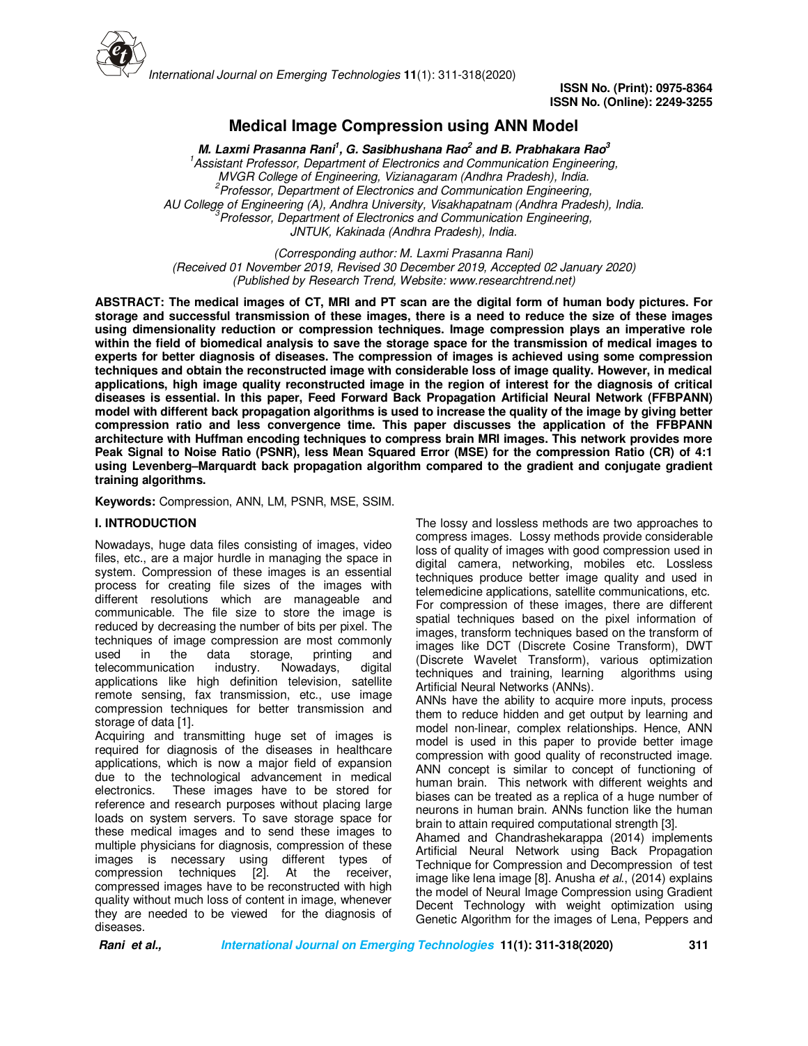ISSN No. (Print): 0975-8364
ISSN No. (Online): 2249-3255

# Medical Image Compression using ANN Model

***M. Laxmi Prasanna Rani[1], G. Sasibhushana Rao[2] and B. Prabhakara Rao[3]***

*[1]Assistant Professor, Department of Electronics and Communication Engineering, MVGR College of Engineering, Vizianagaram (Andhra Pradesh), India.*
*[2]Professor, Department of Electronics and Communication Engineering, AU College of Engineering (A), Andhra University, Visakhapatnam (Andhra Pradesh), India.*
*[3]Professor, Department of Electronics and Communication Engineering, JNTUK, Kakinada (Andhra Pradesh), India.*

*(Corresponding author: M. Laxmi Prasanna Rani)*
*(Received 01 November 2019, Revised 30 December 2019, Accepted 02 January 2020)*
*(Published by Research Trend, Website: www.researchtrend.net)*

**ABSTRACT: The medical images of CT, MRI and PT scan are the digital form of human body pictures. For storage and successful transmission of these images, there is a need to reduce the size of these images using dimensionality reduction or compression techniques. Image compression plays an imperative role within the field of biomedical analysis to save the storage space for the transmission of medical images to experts for better diagnosis of diseases. The compression of images is achieved using some compression techniques and obtain the reconstructed image with considerable loss of image quality. However, in medical applications, high image quality reconstructed image in the region of interest for the diagnosis of critical diseases is essential. In this paper, Feed Forward Back Propagation Artificial Neural Network (FFBPANN) model with different back propagation algorithms is used to increase the quality of the image by giving better compression ratio and less convergence time. This paper discusses the application of the FFBPANN architecture with Huffman encoding techniques to compress brain MRI images. This network provides more Peak Signal to Noise Ratio (PSNR), less Mean Squared Error (MSE) for the compression Ratio (CR) of 4:1 using Levenberg–Marquardt back propagation algorithm compared to the gradient and conjugate gradient training algorithms.**

**Keywords:** Compression, ANN, LM, PSNR, MSE, SSIM.

## I. INTRODUCTION

Nowadays, huge data files consisting of images, video files, etc., are a major hurdle in managing the space in system. Compression of these images is an essential process for creating file sizes of the images with different resolutions which are manageable and communicable. The file size to store the image is reduced by decreasing the number of bits per pixel. The techniques of image compression are most commonly used in the data storage, printing and telecommunication industry. Nowadays, digital applications like high definition television, satellite remote sensing, fax transmission, etc., use image compression techniques for better transmission and storage of data [1].

Acquiring and transmitting huge set of images is required for diagnosis of the diseases in healthcare applications, which is now a major field of expansion due to the technological advancement in medical electronics. These images have to be stored for reference and research purposes without placing large loads on system servers. To save storage space for these medical images and to send these images to multiple physicians for diagnosis, compression of these images is necessary using different types of compression techniques [2]. At the receiver, compressed images have to be reconstructed with high quality without much loss of content in image, whenever they are needed to be viewed for the diagnosis of diseases.

The lossy and lossless methods are two approaches to compress images. Lossy methods provide considerable loss of quality of images with good compression used in digital camera, networking, mobiles etc. Lossless techniques produce better image quality and used in telemedicine applications, satellite communications, etc. For compression of these images, there are different spatial techniques based on the pixel information of images, transform techniques based on the transform of images like DCT (Discrete Cosine Transform), DWT (Discrete Wavelet Transform), various optimization techniques and training, learning algorithms using Artificial Neural Networks (ANNs).

ANNs have the ability to acquire more inputs, process them to reduce hidden and get output by learning and model non-linear, complex relationships. Hence, ANN model is used in this paper to provide better image compression with good quality of reconstructed image. ANN concept is similar to concept of functioning of human brain. This network with different weights and biases can be treated as a replica of a huge number of neurons in human brain. ANNs function like the human brain to attain required computational strength [3].

Ahamed and Chandrashekarappa (2014) implements Artificial Neural Network using Back Propagation Technique for Compression and Decompression of test image like lena image [8]. Anusha *et al.*, (2014) explains the model of Neural Image Compression using Gradient Decent Technology with weight optimization using Genetic Algorithm for the images of Lena, Peppers and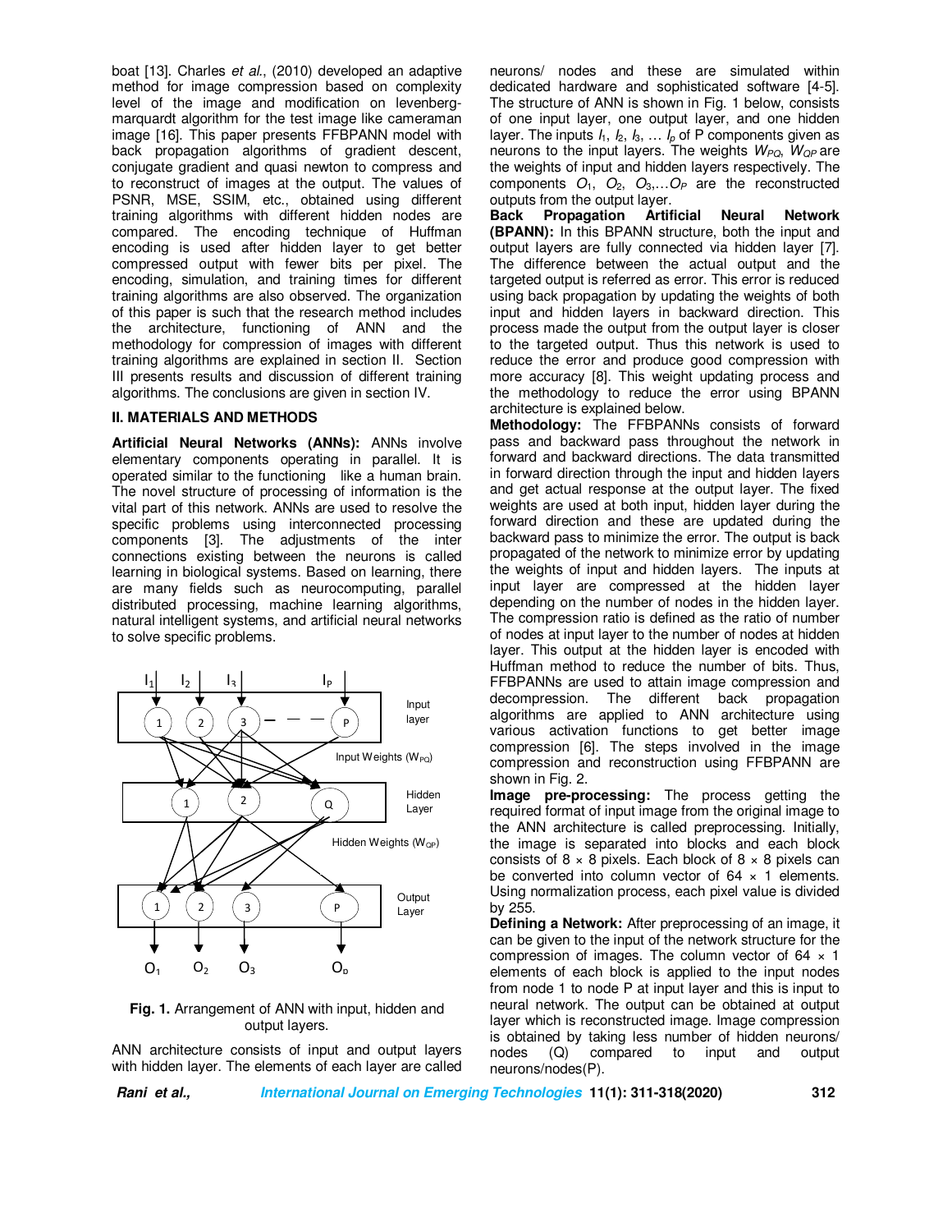boat [13]. Charles *et al.*, (2010) developed an adaptive method for image compression based on complexity level of the image and modification on levenberg-marquardt algorithm for the test image like cameraman image [16]. This paper presents FFBPANN model with back propagation algorithms of gradient descent, conjugate gradient and quasi newton to compress and to reconstruct of images at the output. The values of PSNR, MSE, SSIM, etc., obtained using different training algorithms with different hidden nodes are compared. The encoding technique of Huffman encoding is used after hidden layer to get better compressed output with fewer bits per pixel. The encoding, simulation, and training times for different training algorithms are also observed. The organization of this paper is such that the research method includes the architecture, functioning of ANN and the methodology for compression of images with different training algorithms are explained in section II. Section III presents results and discussion of different training algorithms. The conclusions are given in section IV.

## II. MATERIALS AND METHODS

**Artificial Neural Networks (ANNs):** ANNs involve elementary components operating in parallel. It is operated similar to the functioning like a human brain. The novel structure of processing of information is the vital part of this network. ANNs are used to resolve the specific problems using interconnected processing components [3]. The adjustments of the inter connections existing between the neurons is called learning in biological systems. Based on learning, there are many fields such as neurocomputing, parallel distributed processing, machine learning algorithms, natural intelligent systems, and artificial neural networks to solve specific problems.

**Fig. 1.** Arrangement of ANN with input, hidden and output layers.

ANN architecture consists of input and output layers with hidden layer. The elements of each layer are called neurons/ nodes and these are simulated within dedicated hardware and sophisticated software [4-5]. The structure of ANN is shown in Fig. 1 below, consists of one input layer, one output layer, and one hidden layer. The inputs $I_1$, $I_2$, $I_3$, … $I_p$ of P components given as neurons to the input layers. The weights $W_{PQ}$, $W_{QP}$ are the weights of input and hidden layers respectively. The components $O_1$, $O_2$, $O_3$,…$O_P$ are the reconstructed outputs from the output layer.

**Back Propagation Artificial Neural Network (BPANN):** In this BPANN structure, both the input and output layers are fully connected via hidden layer [7]. The difference between the actual output and the targeted output is referred as error. This error is reduced using back propagation by updating the weights of both input and hidden layers in backward direction. This process made the output from the output layer is closer to the targeted output. Thus this network is used to reduce the error and produce good compression with more accuracy [8]. This weight updating process and the methodology to reduce the error using BPANN architecture is explained below.

**Methodology:** The FFBPANNs consists of forward pass and backward pass throughout the network in forward and backward directions. The data transmitted in forward direction through the input and hidden layers and get actual response at the output layer. The fixed weights are used at both input, hidden layer during the forward direction and these are updated during the backward pass to minimize the error. The output is back propagated of the network to minimize error by updating the weights of input and hidden layers. The inputs at input layer are compressed at the hidden layer depending on the number of nodes in the hidden layer. The compression ratio is defined as the ratio of number of nodes at input layer to the number of nodes at hidden layer. This output at the hidden layer is encoded with Huffman method to reduce the number of bits. Thus, FFBPANNs are used to attain image compression and decompression. The different back propagation algorithms are applied to ANN architecture using various activation functions to get better image compression [6]. The steps involved in the image compression and reconstruction using FFBPANN are shown in Fig. 2.

**Image pre-processing:** The process getting the required format of input image from the original image to the ANN architecture is called preprocessing. Initially, the image is separated into blocks and each block consists of 8 × 8 pixels. Each block of 8 × 8 pixels can be converted into column vector of 64 × 1 elements. Using normalization process, each pixel value is divided by 255.

**Defining a Network:** After preprocessing of an image, it can be given to the input of the network structure for the compression of images. The column vector of 64 × 1 elements of each block is applied to the input nodes from node 1 to node P at input layer and this is input to neural network. The output can be obtained at output layer which is reconstructed image. Image compression is obtained by taking less number of hidden neurons/ nodes (Q) compared to input and output neurons/nodes(P).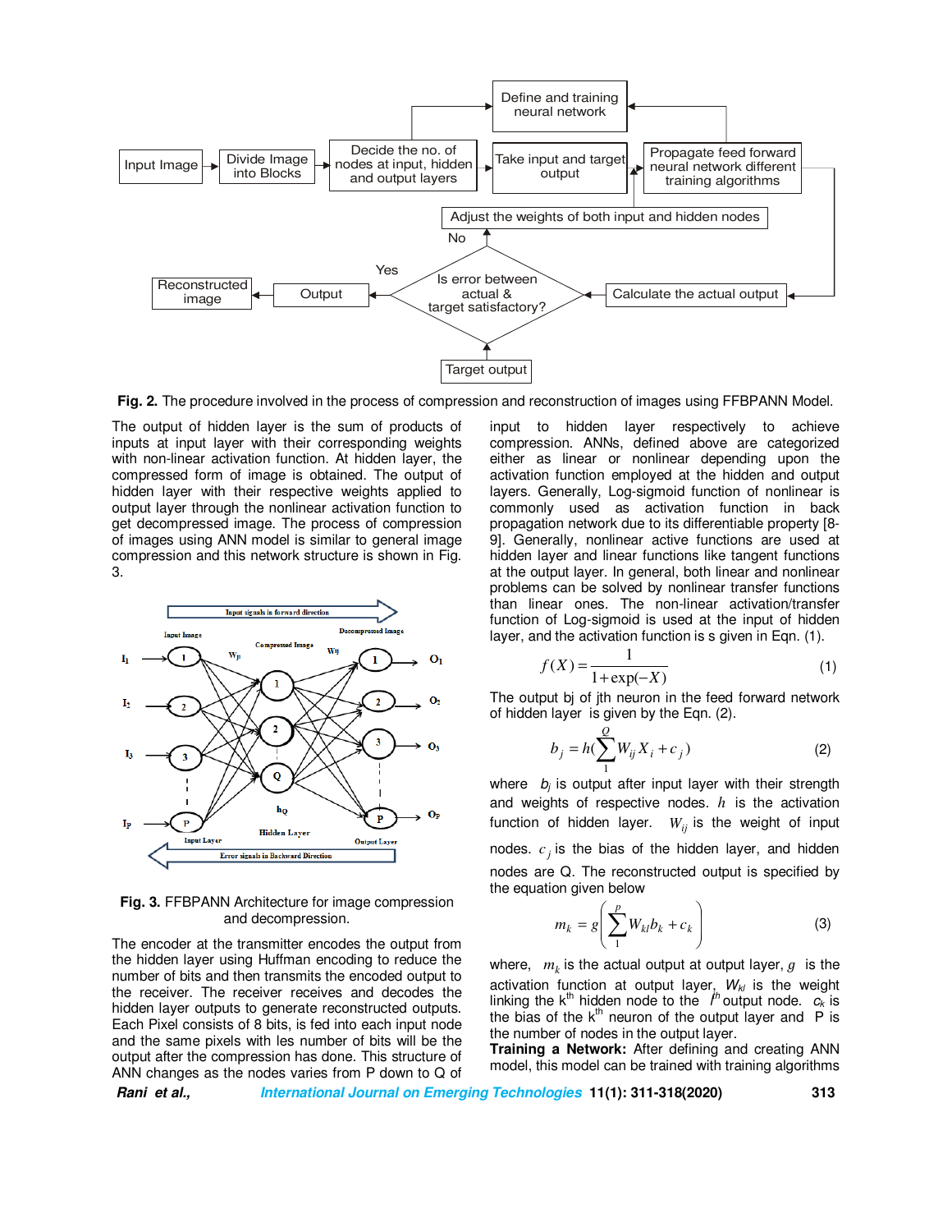Fig. 2. The procedure involved in the process of compression and reconstruction of images using FFBPANN Model.

The output of hidden layer is the sum of products of inputs at input layer with their corresponding weights with non-linear activation function. At hidden layer, the compressed form of image is obtained. The output of hidden layer with their respective weights applied to output layer through the nonlinear activation function to get decompressed image. The process of compression of images using ANN model is similar to general image compression and this network structure is shown in Fig. 3.

Fig. 3. FFBPANN Architecture for image compression and decompression.

The encoder at the transmitter encodes the output from the hidden layer using Huffman encoding to reduce the number of bits and then transmits the encoded output to the receiver. The receiver receives and decodes the hidden layer outputs to generate reconstructed outputs. Each Pixel consists of 8 bits, is fed into each input node and the same pixels with les number of bits will be the output after the compression has done. This structure of ANN changes as the nodes varies from P down to Q of input to hidden layer respectively to achieve compression. ANNs, defined above are categorized either as linear or nonlinear depending upon the activation function employed at the hidden and output layers. Generally, Log-sigmoid function of nonlinear is commonly used as activation function in back propagation network due to its differentiable property [8-9]. Generally, nonlinear active functions are used at hidden layer and linear functions like tangent functions at the output layer. In general, both linear and nonlinear problems can be solved by nonlinear transfer functions than linear ones. The non-linear activation/transfer function of Log-sigmoid is used at the input of hidden layer, and the activation function is s given in Eqn. (1).

$$f(X) = \frac{1}{1+\exp(-X)} \quad (1)$$

The output bj of jth neuron in the feed forward network of hidden layer is given by the Eqn. (2).

$$b_j = h\left(\sum_{1}^{Q} W_{ij} X_i + c_j\right) \quad (2)$$

where $b_j$ is output after input layer with their strength and weights of respective nodes. $h$ is the activation function of hidden layer. $W_{ij}$ is the weight of input nodes. $c_j$ is the bias of the hidden layer, and hidden nodes are Q. The reconstructed output is specified by the equation given below

$$m_k = g\left(\sum_{1}^{P} W_{kl} b_k + c_k\right) \quad (3)$$

where, $m_k$ is the actual output at output layer, $g$ is the activation function at output layer, $W_{kl}$ is the weight linking the k[th] hidden node to the $l^{th}$ output node. $c_k$ is the bias of the k[th] neuron of the output layer and P is the number of nodes in the output layer.

**Training a Network:** After defining and creating ANN model, this model can be trained with training algorithms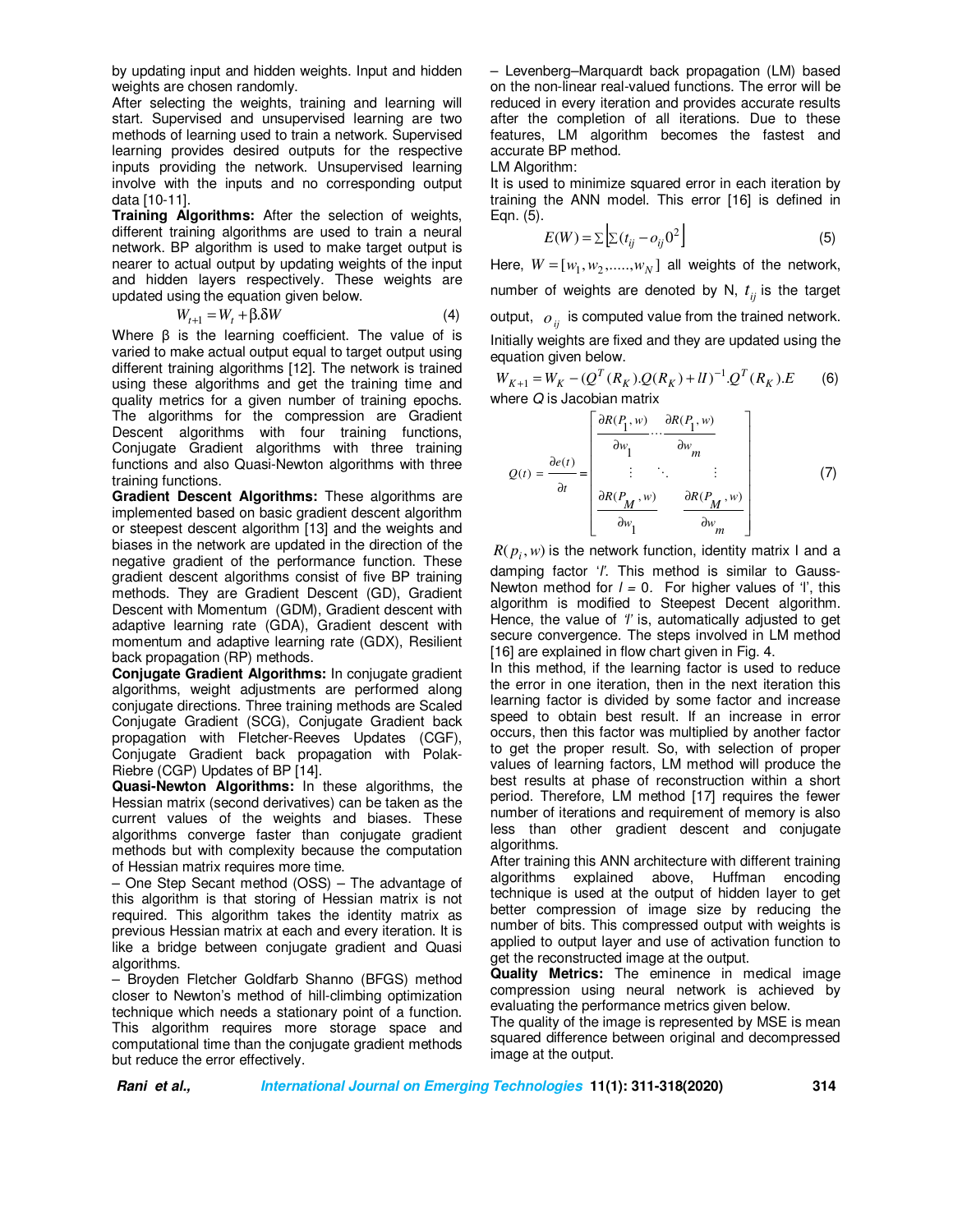by updating input and hidden weights. Input and hidden weights are chosen randomly.

After selecting the weights, training and learning will start. Supervised and unsupervised learning are two methods of learning used to train a network. Supervised learning provides desired outputs for the respective inputs providing the network. Unsupervised learning involve with the inputs and no corresponding output data [10-11].

**Training Algorithms:** After the selection of weights, different training algorithms are used to train a neural network. BP algorithm is used to make target output is nearer to actual output by updating weights of the input and hidden layers respectively. These weights are updated using the equation given below.

$$W_{t+1} = W_t + \beta.\delta W \tag{4}$$

Where β is the learning coefficient. The value of is varied to make actual output equal to target output using different training algorithms [12]. The network is trained using these algorithms and get the training time and quality metrics for a given number of training epochs. The algorithms for the compression are Gradient Descent algorithms with four training functions, Conjugate Gradient algorithms with three training functions and also Quasi-Newton algorithms with three training functions.

**Gradient Descent Algorithms:** These algorithms are implemented based on basic gradient descent algorithm or steepest descent algorithm [13] and the weights and biases in the network are updated in the direction of the negative gradient of the performance function. These gradient descent algorithms consist of five BP training methods. They are Gradient Descent (GD), Gradient Descent with Momentum (GDM), Gradient descent with adaptive learning rate (GDA), Gradient descent with momentum and adaptive learning rate (GDX), Resilient back propagation (RP) methods.

**Conjugate Gradient Algorithms:** In conjugate gradient algorithms, weight adjustments are performed along conjugate directions. Three training methods are Scaled Conjugate Gradient (SCG), Conjugate Gradient back propagation with Fletcher-Reeves Updates (CGF), Conjugate Gradient back propagation with Polak-Riebre (CGP) Updates of BP [14].

**Quasi-Newton Algorithms:** In these algorithms, the Hessian matrix (second derivatives) can be taken as the current values of the weights and biases. These algorithms converge faster than conjugate gradient methods but with complexity because the computation of Hessian matrix requires more time.

– One Step Secant method (OSS) – The advantage of this algorithm is that storing of Hessian matrix is not required. This algorithm takes the identity matrix as previous Hessian matrix at each and every iteration. It is like a bridge between conjugate gradient and Quasi algorithms.

– Broyden Fletcher Goldfarb Shanno (BFGS) method closer to Newton's method of hill-climbing optimization technique which needs a stationary point of a function. This algorithm requires more storage space and computational time than the conjugate gradient methods but reduce the error effectively.

– Levenberg–Marquardt back propagation (LM) based on the non-linear real-valued functions. The error will be reduced in every iteration and provides accurate results after the completion of all iterations. Due to these features, LM algorithm becomes the fastest and accurate BP method.

LM Algorithm:

It is used to minimize squared error in each iteration by training the ANN model. This error [16] is defined in Eqn. (5).

$$E(W) = \Sigma\left[\Sigma(t_{ij} - o_{ij}0^2\right] \tag{5}$$

Here, $W = [w_1, w_2, \ldots\ldots, w_N]$ all weights of the network, number of weights are denoted by N, $t_{ij}$ is the target output, $o_{ij}$ is computed value from the trained network. Initially weights are fixed and they are updated using the equation given below.

$$W_{K+1} = W_K - (Q^T(R_K).Q(R_K) + lI)^{-1}.Q^T(R_K).E \tag{6}$$

where $Q$ is Jacobian matrix

$$Q(t) = \frac{\partial e(t)}{\partial t} = \begin{bmatrix} \frac{\partial R(P_1, w)}{\partial w_1} \cdots \frac{\partial R(P_1, w)}{\partial w_m} \\ \vdots \quad \ddots \quad \vdots \\ \frac{\partial R(P_M, w)}{\partial w_1} \quad \frac{\partial R(P_M, w)}{\partial w_m} \end{bmatrix} \tag{7}$$

$R(p_i, w)$ is the network function, identity matrix I and a damping factor '*l*'. This method is similar to Gauss-Newton method for $l = 0$. For higher values of 'l', this algorithm is modified to Steepest Decent algorithm. Hence, the value of '*l*' is, automatically adjusted to get secure convergence. The steps involved in LM method [16] are explained in flow chart given in Fig. 4.

In this method, if the learning factor is used to reduce the error in one iteration, then in the next iteration this learning factor is divided by some factor and increase speed to obtain best result. If an increase in error occurs, then this factor was multiplied by another factor to get the proper result. So, with selection of proper values of learning factors, LM method will produce the best results at phase of reconstruction within a short period. Therefore, LM method [17] requires the fewer number of iterations and requirement of memory is also less than other gradient descent and conjugate algorithms.

After training this ANN architecture with different training algorithms explained above, Huffman encoding technique is used at the output of hidden layer to get better compression of image size by reducing the number of bits. This compressed output with weights is applied to output layer and use of activation function to get the reconstructed image at the output.

**Quality Metrics:** The eminence in medical image compression using neural network is achieved by evaluating the performance metrics given below.

The quality of the image is represented by MSE is mean squared difference between original and decompressed image at the output.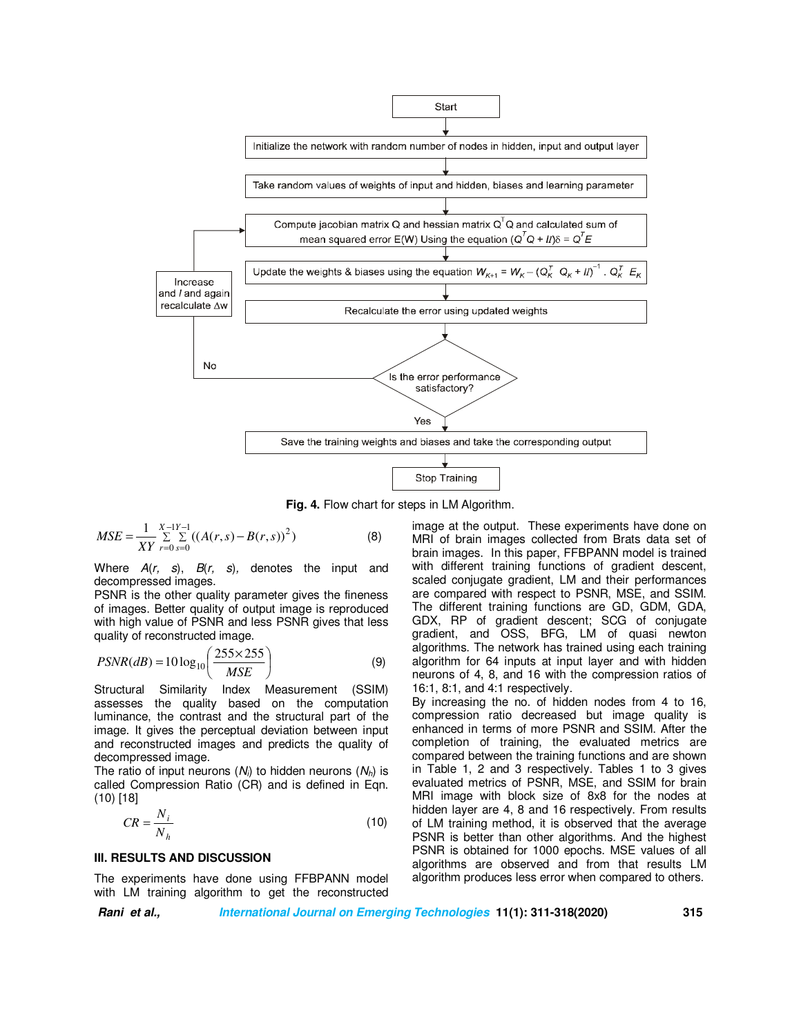Fig. 4. Flow chart for steps in LM Algorithm.

$$MSE = \frac{1}{XY}\sum_{r=0}^{X-1}\sum_{s=0}^{Y-1}((A(r,s) - B(r,s))^2) \quad (8)$$

Where $A(r, s)$, $B(r, s)$, denotes the input and decompressed images.

PSNR is the other quality parameter gives the fineness of images. Better quality of output image is reproduced with high value of PSNR and less PSNR gives that less quality of reconstructed image.

$$PSNR(dB) = 10\log_{10}\left(\frac{255 \times 255}{MSE}\right) \quad (9)$$

Structural Similarity Index Measurement (SSIM) assesses the quality based on the computation luminance, the contrast and the structural part of the image. It gives the perceptual deviation between input and reconstructed images and predicts the quality of decompressed image.

The ratio of input neurons ($N_i$) to hidden neurons ($N_h$) is called Compression Ratio (CR) and is defined in Eqn. (10) [18]

$$CR = \frac{N_i}{N_h} \quad (10)$$

## III. RESULTS AND DISCUSSION

The experiments have done using FFBPANN model with LM training algorithm to get the reconstructed image at the output. These experiments have done on MRI of brain images collected from Brats data set of brain images. In this paper, FFBPANN model is trained with different training functions of gradient descent, scaled conjugate gradient, LM and their performances are compared with respect to PSNR, MSE, and SSIM. The different training functions are GD, GDM, GDA, GDX, RP of gradient descent; SCG of conjugate gradient, and OSS, BFG, LM of quasi newton algorithms. The network has trained using each training algorithm for 64 inputs at input layer and with hidden neurons of 4, 8, and 16 with the compression ratios of 16:1, 8:1, and 4:1 respectively.

By increasing the no. of hidden nodes from 4 to 16, compression ratio decreased but image quality is enhanced in terms of more PSNR and SSIM. After the completion of training, the evaluated metrics are compared between the training functions and are shown in Table 1, 2 and 3 respectively. Tables 1 to 3 gives evaluated metrics of PSNR, MSE, and SSIM for brain MRI image with block size of 8x8 for the nodes at hidden layer are 4, 8 and 16 respectively. From results of LM training method, it is observed that the average PSNR is better than other algorithms. And the highest PSNR is obtained for 1000 epochs. MSE values of all algorithms are observed and from that results LM algorithm produces less error when compared to others.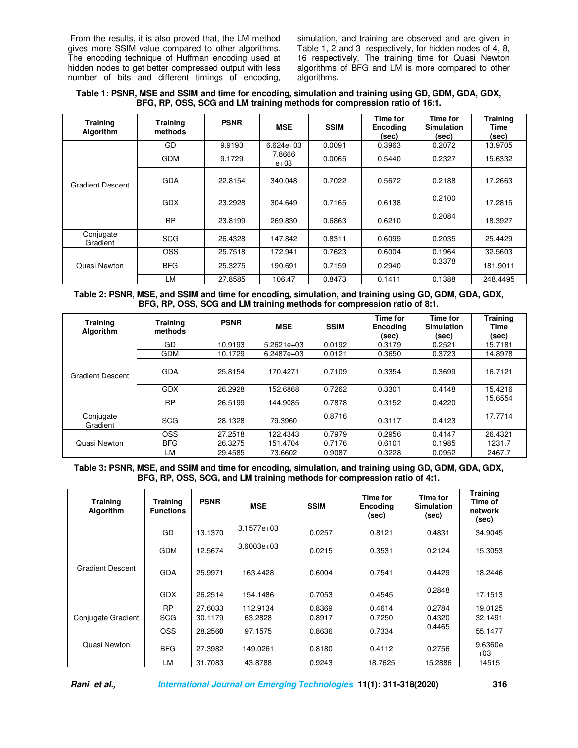From the results, it is also proved that, the LM method gives more SSIM value compared to other algorithms. The encoding technique of Huffman encoding used at hidden nodes to get better compressed output with less number of bits and different timings of encoding, simulation, and training are observed and are given in Table 1, 2 and 3 respectively, for hidden nodes of 4, 8, 16 respectively. The training time for Quasi Newton algorithms of BFG and LM is more compared to other algorithms.

**Table 1: PSNR, MSE and SSIM and time for encoding, simulation and training using GD, GDM, GDA, GDX, BFG, RP, OSS, SCG and LM training methods for compression ratio of 16:1.**

| Training Algorithm | Training methods | PSNR | MSE | SSIM | Time for Encoding (sec) | Time for Simulation (sec) | Training Time (sec) |
|---|---|---|---|---|---|---|---|
| Gradient Descent | GD | 9.9193 | 6.624e+03 | 0.0091 | 0.3963 | 0.2072 | 13.9705 |
| | GDM | 9.1729 | 7.8666 e+03 | 0.0065 | 0.5440 | 0.2327 | 15.6332 |
| | GDA | 22.8154 | 340.048 | 0.7022 | 0.5672 | 0.2188 | 17.2663 |
| | GDX | 23.2928 | 304.649 | 0.7165 | 0.6138 | 0.2100 | 17.2815 |
| | RP | 23.8199 | 269.830 | 0.6863 | 0.6210 | 0.2084 | 18.3927 |
| Conjugate Gradient | SCG | 26.4328 | 147.842 | 0.8311 | 0.6099 | 0.2035 | 25.4429 |
| Quasi Newton | OSS | 25.7518 | 172.941 | 0.7623 | 0.6004 | 0.1964 | 32.5603 |
| | BFG | 25.3275 | 190.691 | 0.7159 | 0.2940 | 0.3378 | 181.9011 |
| | LM | 27.8585 | 106.47 | 0.8473 | 0.1411 | 0.1388 | 248.4495 |

**Table 2: PSNR, MSE, and SSIM and time for encoding, simulation, and training using GD, GDM, GDA, GDX, BFG, RP, OSS, SCG and LM training methods for compression ratio of 8:1.**

| Training Algorithm | Training methods | PSNR | MSE | SSIM | Time for Encoding (sec) | Time for Simulation (sec) | Training Time (sec) |
|---|---|---|---|---|---|---|---|
| Gradient Descent | GD | 10.9193 | 5.2621e+03 | 0.0192 | 0.3179 | 0.2521 | 15.7181 |
| | GDM | 10.1729 | 6.2487e+03 | 0.0121 | 0.3650 | 0.3723 | 14.8978 |
| | GDA | 25.8154 | 170.4271 | 0.7109 | 0.3354 | 0.3699 | 16.7121 |
| | GDX | 26.2928 | 152.6868 | 0.7262 | 0.3301 | 0.4148 | 15.4216 |
| | RP | 26.5199 | 144.9085 | 0.7878 | 0.3152 | 0.4220 | 15.6554 |
| Conjugate Gradient | SCG | 28.1328 | 79.3960 | 0.8716 | 0.3117 | 0.4123 | 17.7714 |
| Quasi Newton | OSS | 27.2518 | 122.4343 | 0.7979 | 0.2956 | 0.4147 | 26.4321 |
| | BFG | 26.3275 | 151.4704 | 0.7176 | 0.6101 | 0.1985 | 1231.7 |
| | LM | 29.4585 | 73.6602 | 0.9087 | 0.3228 | 0.0952 | 2467.7 |

**Table 3: PSNR, MSE, and SSIM and time for encoding, simulation, and training using GD, GDM, GDA, GDX, BFG, RP, OSS, SCG, and LM training methods for compression ratio of 4:1.**

| Training Algorithm | Training Functions | PSNR | MSE | SSIM | Time for Encoding (sec) | Time for Simulation (sec) | Training Time of network (sec) |
|---|---|---|---|---|---|---|---|
| Gradient Descent | GD | 13.1370 | 3.1577e+03 | 0.0257 | 0.8121 | 0.4831 | 34.9045 |
| | GDM | 12.5674 | 3.6003e+03 | 0.0215 | 0.3531 | 0.2124 | 15.3053 |
| | GDA | 25.9971 | 163.4428 | 0.6004 | 0.7541 | 0.4429 | 18.2446 |
| | GDX | 26.2514 | 154.1486 | 0.7053 | 0.4545 | 0.2848 | 17.1513 |
| | RP | 27.6033 | 112.9134 | 0.8369 | 0.4614 | 0.2784 | 19.0125 |
| Conjugate Gradient | SCG | 30.1179 | 63.2828 | 0.8917 | 0.7250 | 0.4320 | 32.1491 |
| Quasi Newton | OSS | 28.2560 | 97.1575 | 0.8636 | 0.7334 | 0.4465 | 55.1477 |
| | BFG | 27.3982 | 149.0261 | 0.8180 | 0.4112 | 0.2756 | 9.6360e +03 |
| | LM | 31.7083 | 43.8788 | 0.9243 | 18.7625 | 15.2886 | 14515 |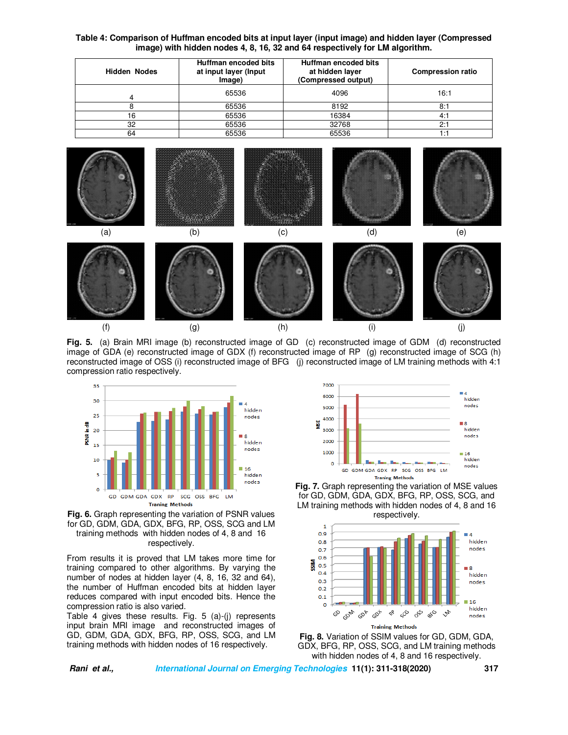**Table 4: Comparison of Huffman encoded bits at input layer (input image) and hidden layer (Compressed image) with hidden nodes 4, 8, 16, 32 and 64 respectively for LM algorithm.**

| Hidden Nodes | Huffman encoded bits at input layer (Input Image) | Huffman encoded bits at hidden layer (Compressed output) | Compression ratio |
|---|---|---|---|
| 4 | 65536 | 4096 | 16:1 |
| 8 | 65536 | 8192 | 8:1 |
| 16 | 65536 | 16384 | 4:1 |
| 32 | 65536 | 32768 | 2:1 |
| 64 | 65536 | 65536 | 1:1 |

**Fig. 5.** (a) Brain MRI image (b) reconstructed image of GD (c) reconstructed image of GDM (d) reconstructed image of GDA (e) reconstructed image of GDX (f) reconstructed image of RP (g) reconstructed image of SCG (h) reconstructed image of OSS (i) reconstructed image of BFG (j) reconstructed image of LM training methods with 4:1 compression ratio respectively.

**Fig. 6.** Graph representing the variation of PSNR values for GD, GDM, GDA, GDX, BFG, RP, OSS, SCG and LM training methods with hidden nodes of 4, 8 and 16 respectively.

From results it is proved that LM takes more time for training compared to other algorithms. By varying the number of nodes at hidden layer (4, 8, 16, 32 and 64), the number of Huffman encoded bits at hidden layer reduces compared with input encoded bits. Hence the compression ratio is also varied.

Table 4 gives these results. Fig. 5 (a)-(j) represents input brain MRI image and reconstructed images of GD, GDM, GDA, GDX, BFG, RP, OSS, SCG, and LM training methods with hidden nodes of 16 respectively.

**Fig. 7.** Graph representing the variation of MSE values for GD, GDM, GDA, GDX, BFG, RP, OSS, SCG, and LM training methods with hidden nodes of 4, 8 and 16 respectively.

**Fig. 8.** Variation of SSIM values for GD, GDM, GDA, GDX, BFG, RP, OSS, SCG, and LM training methods with hidden nodes of 4, 8 and 16 respectively.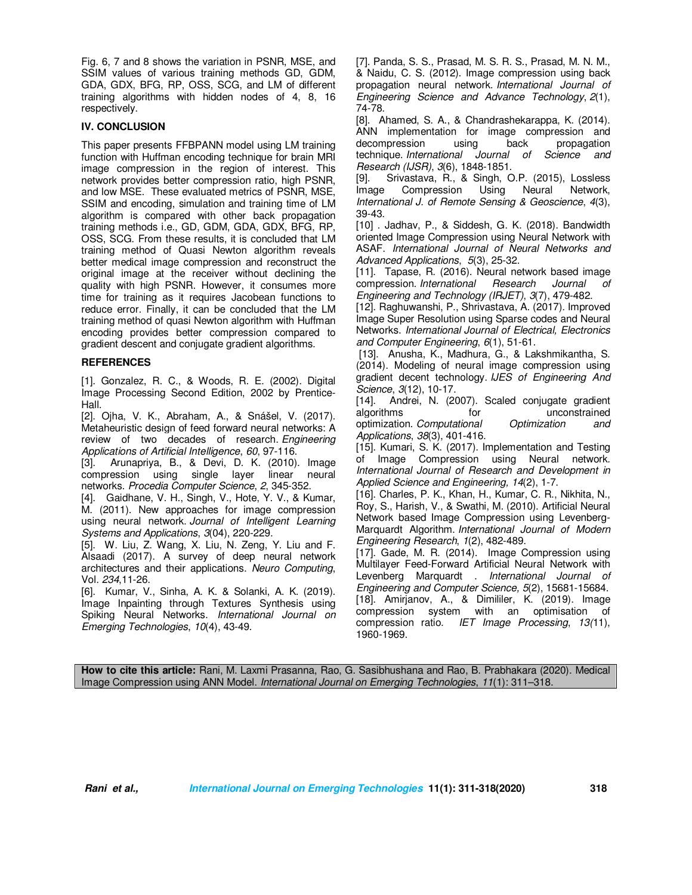Fig. 6, 7 and 8 shows the variation in PSNR, MSE, and SSIM values of various training methods GD, GDM, GDA, GDX, BFG, RP, OSS, SCG, and LM of different training algorithms with hidden nodes of 4, 8, 16 respectively.

## IV. CONCLUSION

This paper presents FFBPANN model using LM training function with Huffman encoding technique for brain MRI image compression in the region of interest. This network provides better compression ratio, high PSNR, and low MSE. These evaluated metrics of PSNR, MSE, SSIM and encoding, simulation and training time of LM algorithm is compared with other back propagation training methods i.e., GD, GDM, GDA, GDX, BFG, RP, OSS, SCG. From these results, it is concluded that LM training method of Quasi Newton algorithm reveals better medical image compression and reconstruct the original image at the receiver without declining the quality with high PSNR. However, it consumes more time for training as it requires Jacobean functions to reduce error. Finally, it can be concluded that the LM training method of quasi Newton algorithm with Huffman encoding provides better compression compared to gradient descent and conjugate gradient algorithms.

## REFERENCES

[1]. Gonzalez, R. C., & Woods, R. E. (2002). Digital Image Processing Second Edition, 2002 by Prentice-Hall.

[2]. Ojha, V. K., Abraham, A., & Snášel, V. (2017). Metaheuristic design of feed forward neural networks: A review of two decades of research. *Engineering Applications of Artificial Intelligence*, *60*, 97-116.

[3]. Arunapriya, B., & Devi, D. K. (2010). Image compression using single layer linear neural networks. *Procedia Computer Science*, *2*, 345-352.

[4]. Gaidhane, V. H., Singh, V., Hote, Y. V., & Kumar, M. (2011). New approaches for image compression using neural network. *Journal of Intelligent Learning Systems and Applications*, *3*(04), 220-229.

[5]. W. Liu, Z. Wang, X. Liu, N. Zeng, Y. Liu and F. Alsaadi (2017). A survey of deep neural network architectures and their applications. *Neuro Computing*, Vol. *234*,11-26.

[6]. Kumar, V., Sinha, A. K. & Solanki, A. K. (2019). Image Inpainting through Textures Synthesis using Spiking Neural Networks. *International Journal on Emerging Technologies*, *10*(4), 43-49.

[7]. Panda, S. S., Prasad, M. S. R. S., Prasad, M. N. M., & Naidu, C. S. (2012). Image compression using back propagation neural network. *International Journal of Engineering Science and Advance Technology*, *2*(1), 74-78.

[8]. Ahamed, S. A., & Chandrashekarappa, K. (2014). ANN implementation for image compression and decompression using back propagation technique. *International Journal of Science and Research (IJSR)*, *3*(6), 1848-1851.

[9]. Srivastava, R., & Singh, O.P. (2015), Lossless Image Compression Using Neural Network, *International J. of Remote Sensing & Geoscience*, *4*(3), 39-43.

[10] . Jadhav, P., & Siddesh, G. K. (2018). Bandwidth oriented Image Compression using Neural Network with ASAF. *International Journal of Neural Networks and Advanced Applications*, *5*(3), 25-32.

[11]. Tapase, R. (2016). Neural network based image compression. *International Research Journal of Engineering and Technology (IRJET)*, *3*(7), 479-482.

[12]. Raghuwanshi, P., Shrivastava, A. (2017). Improved Image Super Resolution using Sparse codes and Neural Networks. *International Journal of Electrical, Electronics and Computer Engineering*, *6*(1), 51-61.

[13]. Anusha, K., Madhura, G., & Lakshmikantha, S. (2014). Modeling of neural image compression using gradient decent technology. *IJES of Engineering And Science*, *3*(12), 10-17.

[14]. Andrei, N. (2007). Scaled conjugate gradient algorithms for unconstrained optimization. *Computational Optimization and Applications*, *38*(3), 401-416.

[15]. Kumari, S. K. (2017). Implementation and Testing of Image Compression using Neural network. *International Journal of Research and Development in Applied Science and Engineering, 14*(2), 1-7.

[16]. Charles, P. K., Khan, H., Kumar, C. R., Nikhita, N., Roy, S., Harish, V., & Swathi, M. (2010). Artificial Neural Network based Image Compression using Levenberg-Marquardt Algorithm. *International Journal of Modern Engineering Research*, *1*(2), 482-489.

[17]. Gade, M. R. (2014). Image Compression using Multilayer Feed-Forward Artificial Neural Network with Levenberg Marquardt . *International Journal of Engineering and Computer Science, 5*(2), 15681-15684.

[18]. Amirjanov, A., & Dimililer, K. (2019). Image compression system with an optimisation of compression ratio. *IET Image Processing*, *13(*11), 1960-1969.

**How to cite this article:** Rani, M. Laxmi Prasanna, Rao, G. Sasibhushana and Rao, B. Prabhakara (2020). Medical Image Compression using ANN Model. *International Journal on Emerging Technologies*, *11*(1): 311–318.